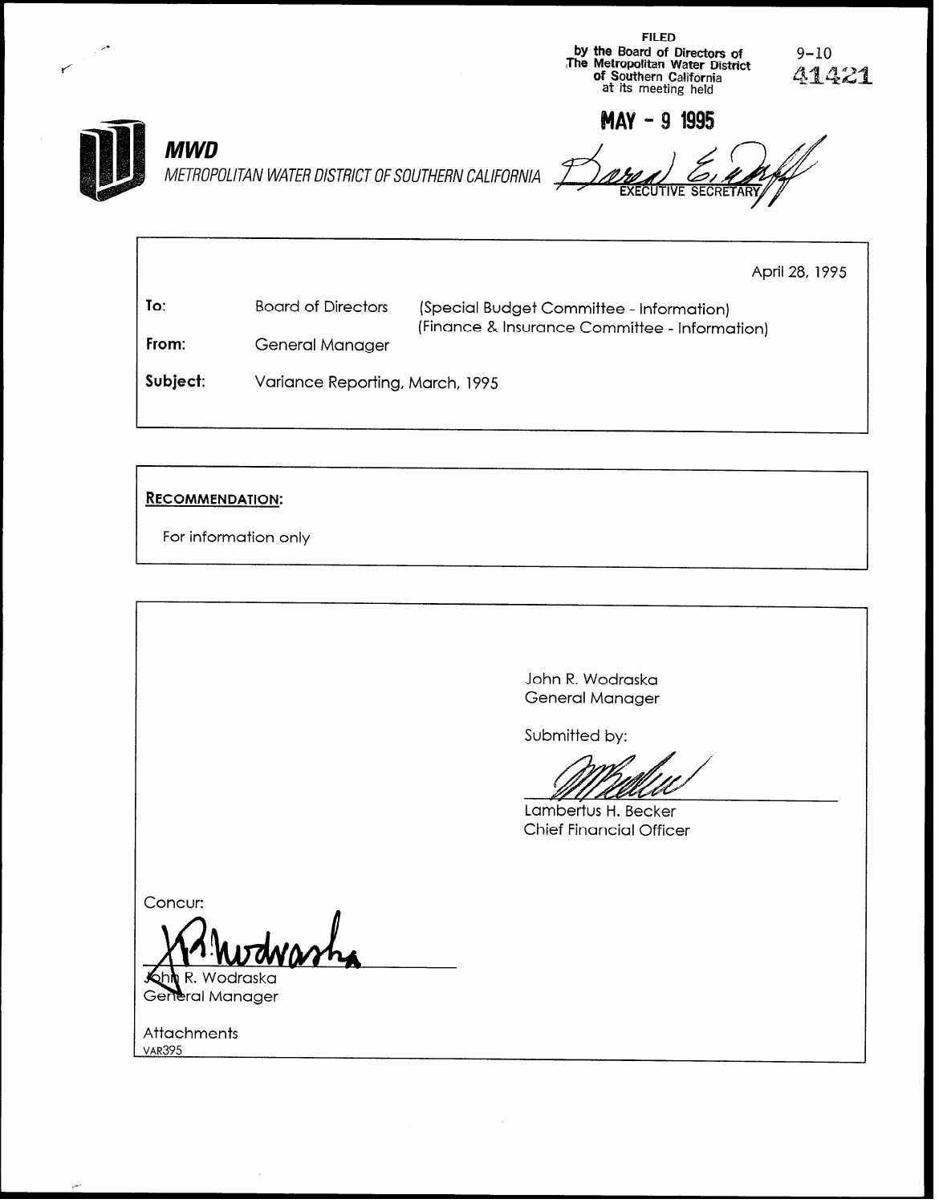FILED
by the Board of Directors of
The Metropolitan Water District
of Southern California
at its meeting held

9-10
41421

**MAY - 9 1995**

EXECUTIVE SECRETARY

***MWD***
*METROPOLITAN WATER DISTRICT OF SOUTHERN CALIFORNIA*

April 28, 1995

**To:** Board of Directors (Special Budget Committee - Information) (Finance & Insurance Committee - Information)

**From:** General Manager

**Subject:** Variance Reporting, March, 1995

**RECOMMENDATION:**

For information only

John R. Wodraska
General Manager

Submitted by:

Lambertus H. Becker
Chief Financial Officer

Concur:

John R. Wodraska
General Manager

Attachments
VAR395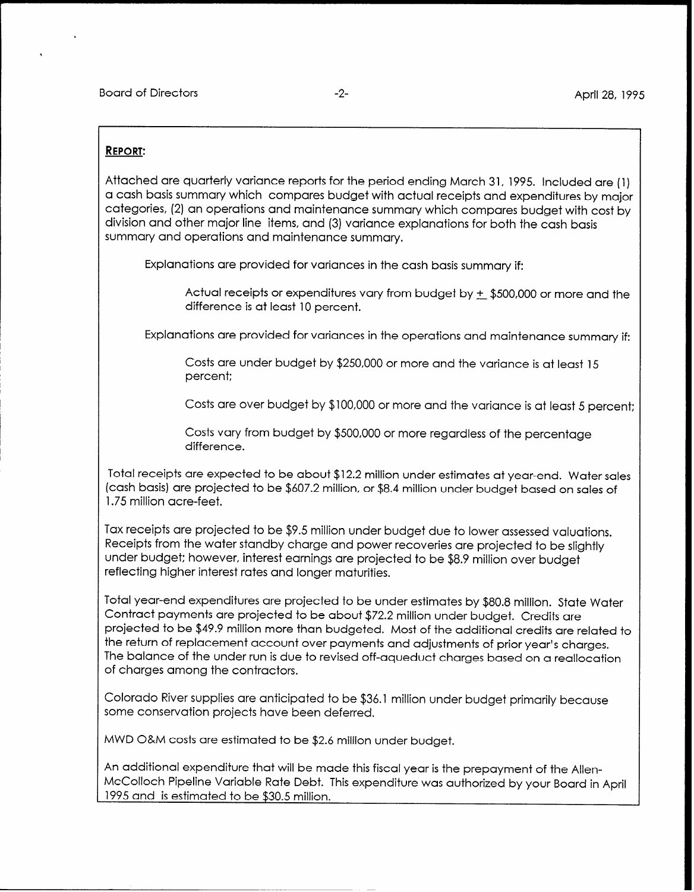**REPORT:**

Attached are quarterly variance reports for the period ending March 31, 1995. Included are (1) a cash basis summary which compares budget with actual receipts and expenditures by major categories, (2) an operations and maintenance summary which compares budget with cost by division and other major line items, and (3) variance explanations for both the cash basis summary and operations and maintenance summary.

Explanations are provided for variances in the cash basis summary if:

> Actual receipts or expenditures vary from budget by ± \$500,000 or more and the difference is at least 10 percent.

Explanations are provided for variances in the operations and maintenance summary if:

> Costs are under budget by \$250,000 or more and the variance is at least 15 percent;
>
> Costs are over budget by \$100,000 or more and the variance is at least 5 percent;
>
> Costs vary from budget by \$500,000 or more regardless of the percentage difference.

Total receipts are expected to be about \$12.2 million under estimates at year-end. Water sales (cash basis) are projected to be \$607.2 million, or \$8.4 million under budget based on sales of 1.75 million acre-feet.

Tax receipts are projected to be \$9.5 million under budget due to lower assessed valuations. Receipts from the water standby charge and power recoveries are projected to be slightly under budget; however, interest earnings are projected to be \$8.9 million over budget reflecting higher interest rates and longer maturities.

Total year-end expenditures are projected to be under estimates by \$80.8 million. State Water Contract payments are projected to be about \$72.2 million under budget. Credits are projected to be \$49.9 million more than budgeted. Most of the additional credits are related to the return of replacement account over payments and adjustments of prior year's charges. The balance of the under run is due to revised off-aqueduct charges based on a reallocation of charges among the contractors.

Colorado River supplies are anticipated to be \$36.1 million under budget primarily because some conservation projects have been deferred.

MWD O&M costs are estimated to be \$2.6 million under budget.

An additional expenditure that will be made this fiscal year is the prepayment of the Allen-McColloch Pipeline Variable Rate Debt. This expenditure was authorized by your Board in April 1995 and is estimated to be \$30.5 million.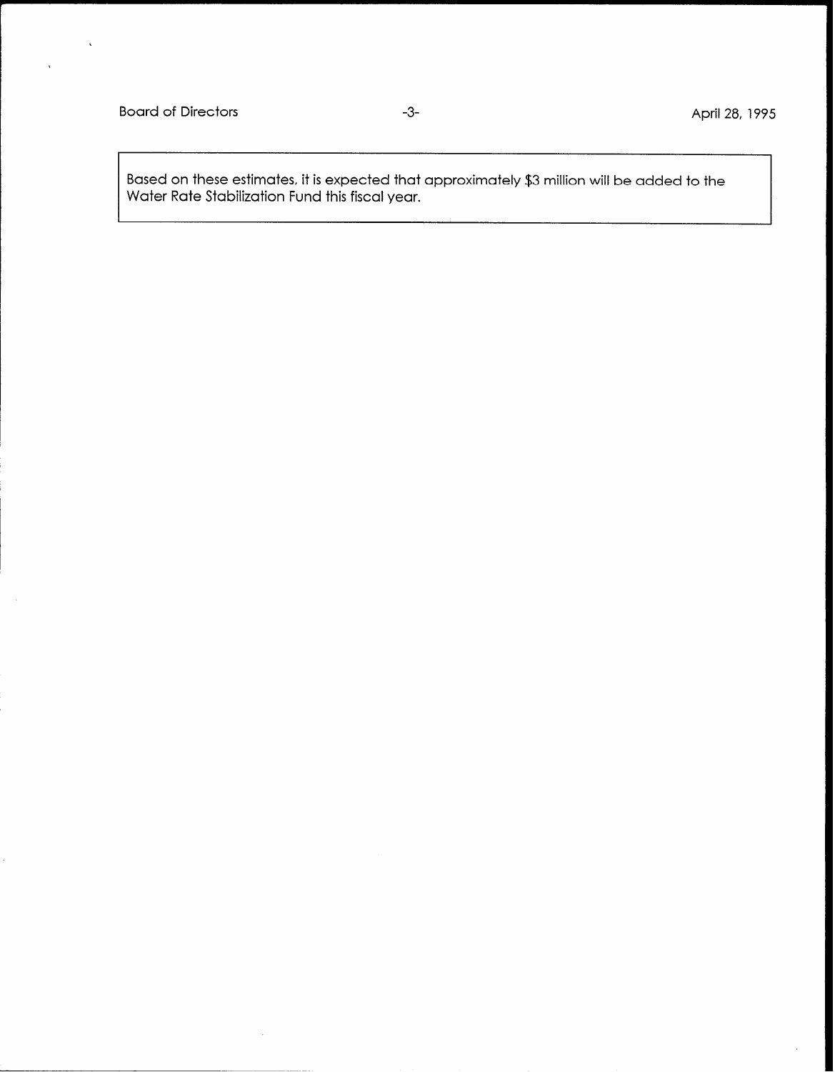Based on these estimates, it is expected that approximately $3 million will be added to the Water Rate Stabilization Fund this fiscal year.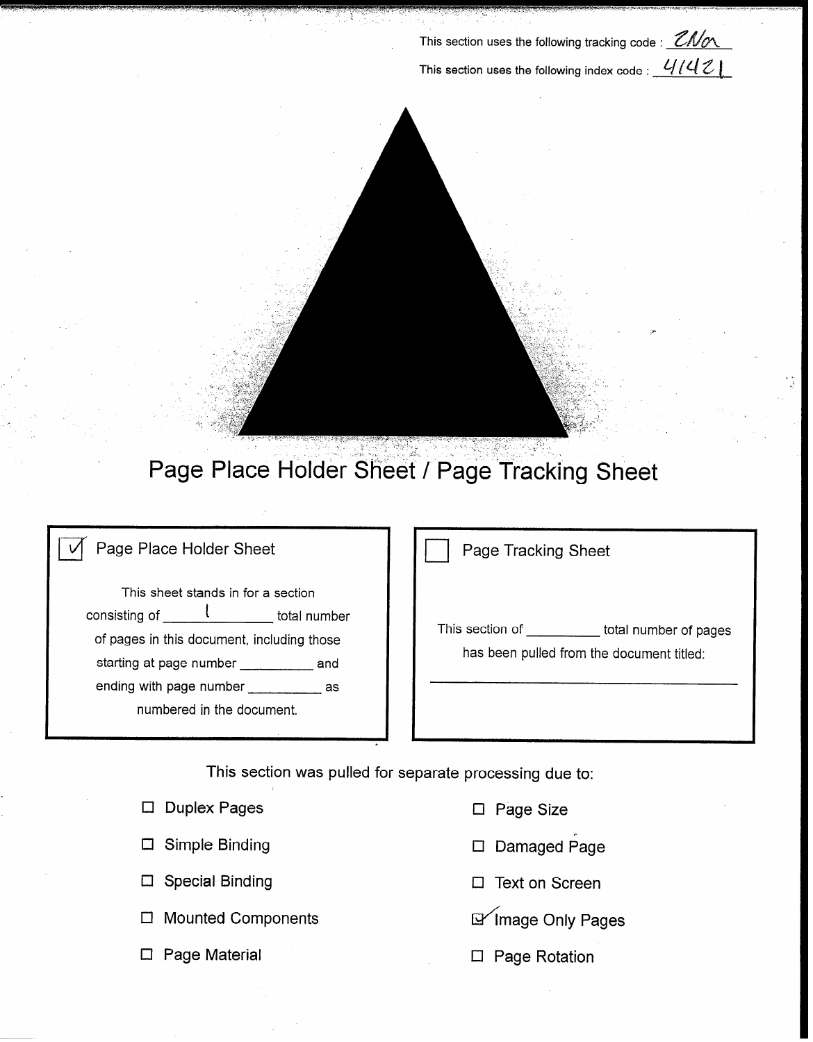This section uses the following tracking code : ZNon

This section uses the following index code : 41421

# Page Place Holder Sheet / Page Tracking Sheet

☑ Page Place Holder Sheet

This sheet stands in for a section consisting of 1 total number of pages in this document, including those starting at page number \_\_\_\_\_\_\_\_\_\_ and ending with page number \_\_\_\_\_\_\_\_\_\_ as numbered in the document.

☐ Page Tracking Sheet

This section of \_\_\_\_\_\_\_\_\_\_ total number of pages has been pulled from the document titled:

\_\_\_\_\_\_\_\_\_\_\_\_\_\_\_\_\_\_\_\_\_\_\_\_\_\_\_\_\_\_\_\_\_\_\_\_\_\_\_\_

This section was pulled for separate processing due to:

- ☐ Duplex Pages
- ☐ Simple Binding
- ☐ Special Binding
- ☐ Mounted Components
- ☐ Page Material
- ☐ Page Size
- ☐ Damaged Page
- ☐ Text on Screen
- ☑ Image Only Pages
- ☐ Page Rotation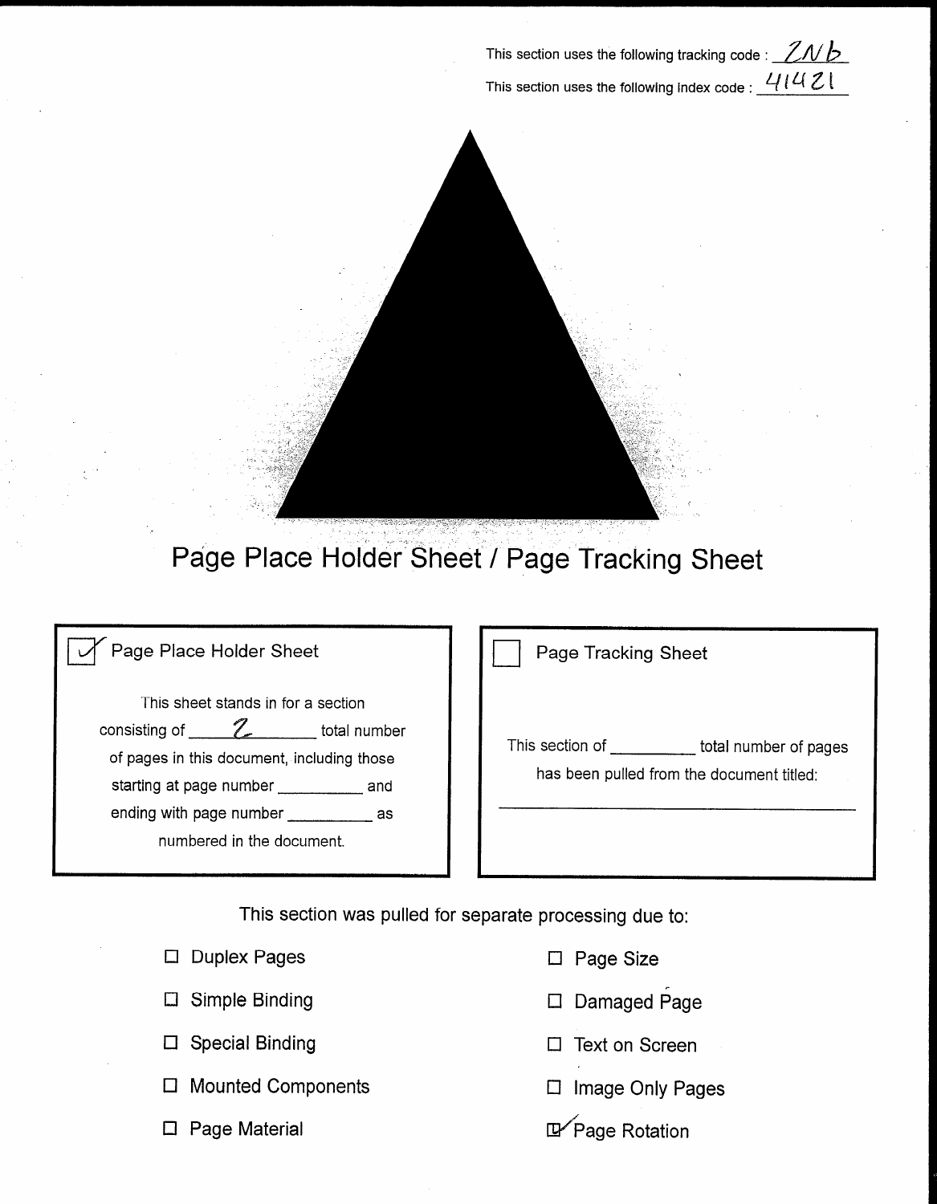This section uses the following tracking code : ZNb

This section uses the following index code : 41421

# Page Place Holder Sheet / Page Tracking Sheet

☑ Page Place Holder Sheet

This sheet stands in for a section consisting of ___2___ total number of pages in this document, including those starting at page number ______ and ending with page number ______ as numbered in the document.

☐ Page Tracking Sheet

This section of ______ total number of pages has been pulled from the document titled:

______________________________

This section was pulled for separate processing due to:

- ☐ Duplex Pages
- ☐ Simple Binding
- ☐ Special Binding
- ☐ Mounted Components
- ☐ Page Material
- ☐ Page Size
- ☐ Damaged Page
- ☐ Text on Screen
- ☐ Image Only Pages
- ☑ Page Rotation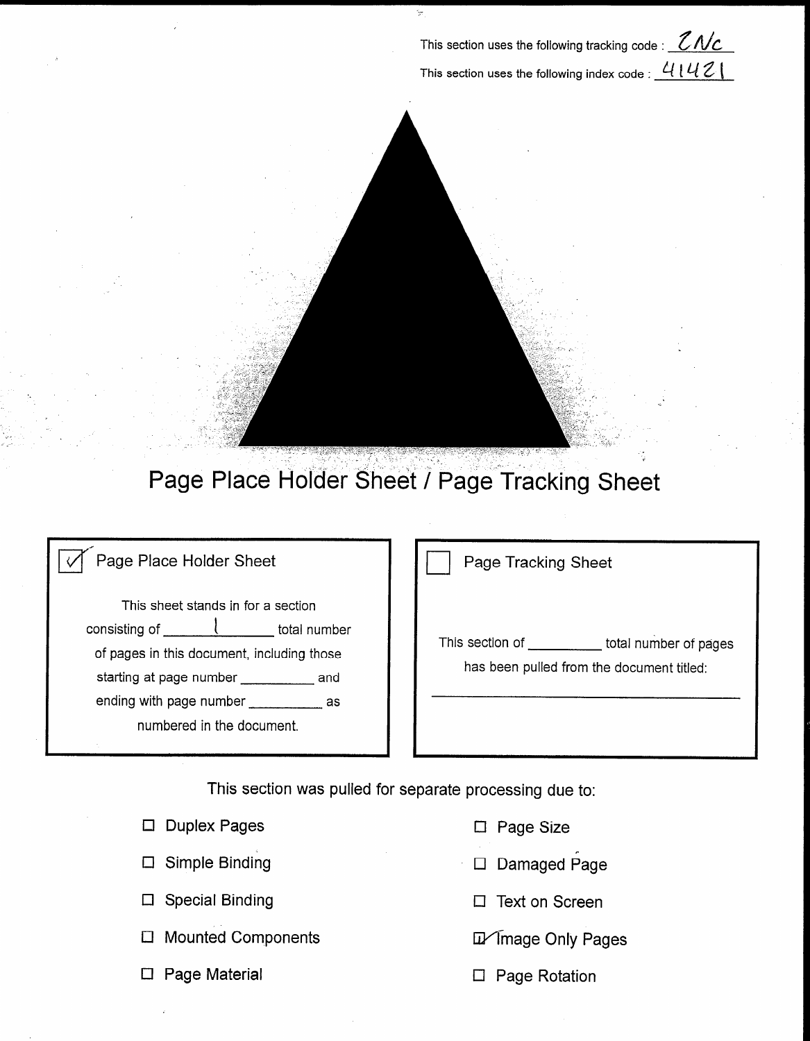This section uses the following tracking code : 2Nc

This section uses the following index code : 41421

# Page Place Holder Sheet / Page Tracking Sheet

**☑ Page Place Holder Sheet**

This sheet stands in for a section consisting of ___1___ total number of pages in this document, including those starting at page number ________ and ending with page number ________ as numbered in the document.

**☐ Page Tracking Sheet**

This section of ________ total number of pages has been pulled from the document titled:

_______________________________________

This section was pulled for separate processing due to:

- ☐ Duplex Pages
- ☐ Simple Binding
- ☐ Special Binding
- ☐ Mounted Components
- ☐ Page Material
- ☐ Page Size
- ☐ Damaged Page
- ☐ Text on Screen
- ☑ Image Only Pages
- ☐ Page Rotation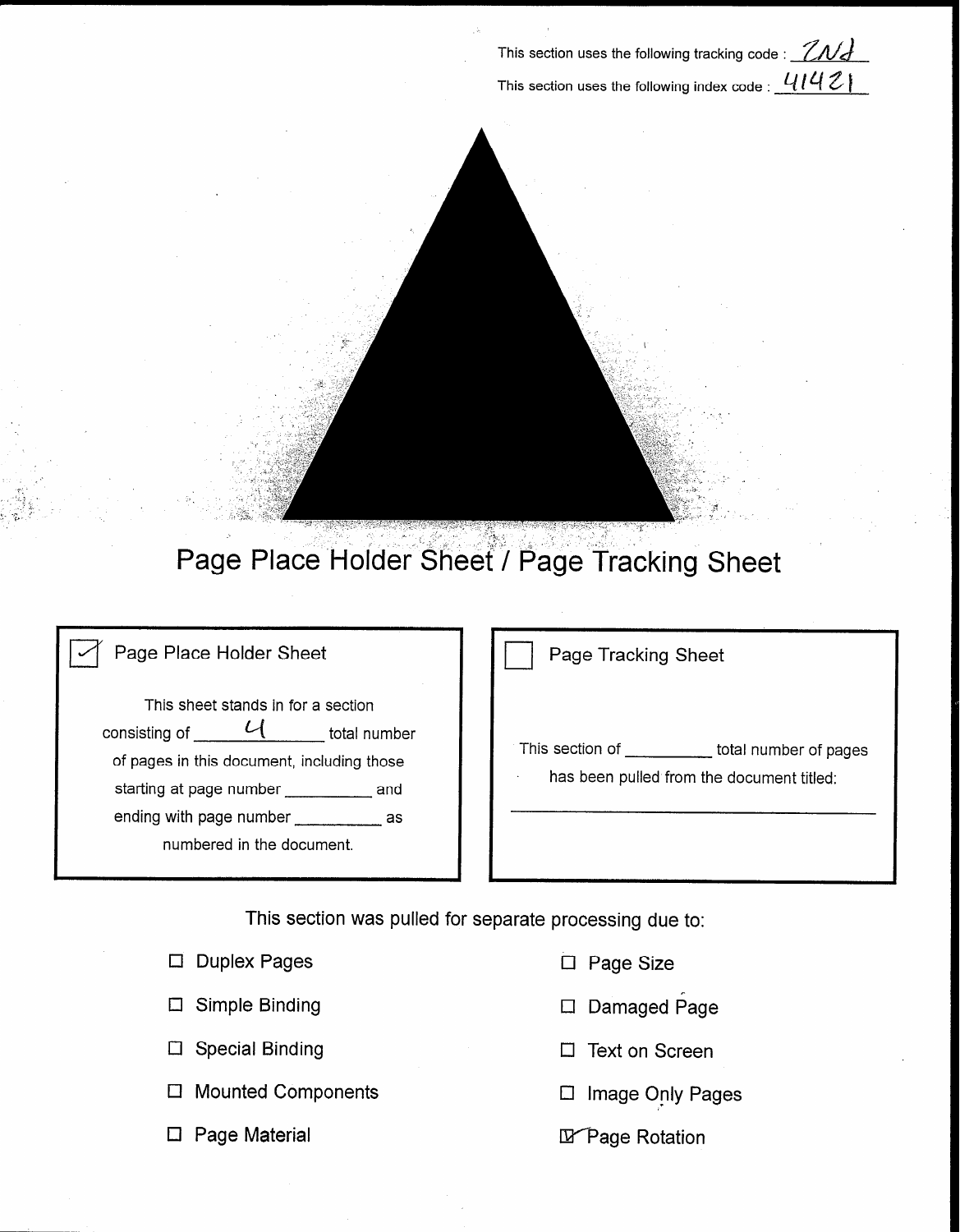This section uses the following tracking code : 7Nd

This section uses the following index code : 41421

# Page Place Holder Sheet / Page Tracking Sheet

☑ Page Place Holder Sheet

This sheet stands in for a section consisting of 4 total number of pages in this document, including those starting at page number __________ and ending with page number __________ as numbered in the document.

☐ Page Tracking Sheet

This section of __________ total number of pages has been pulled from the document titled:

______________________________________________

This section was pulled for separate processing due to:

- ☐ Duplex Pages
- ☐ Simple Binding
- ☐ Special Binding
- ☐ Mounted Components
- ☐ Page Material
- ☐ Page Size
- ☐ Damaged Page
- ☐ Text on Screen
- ☐ Image Only Pages
- ☑ Page Rotation